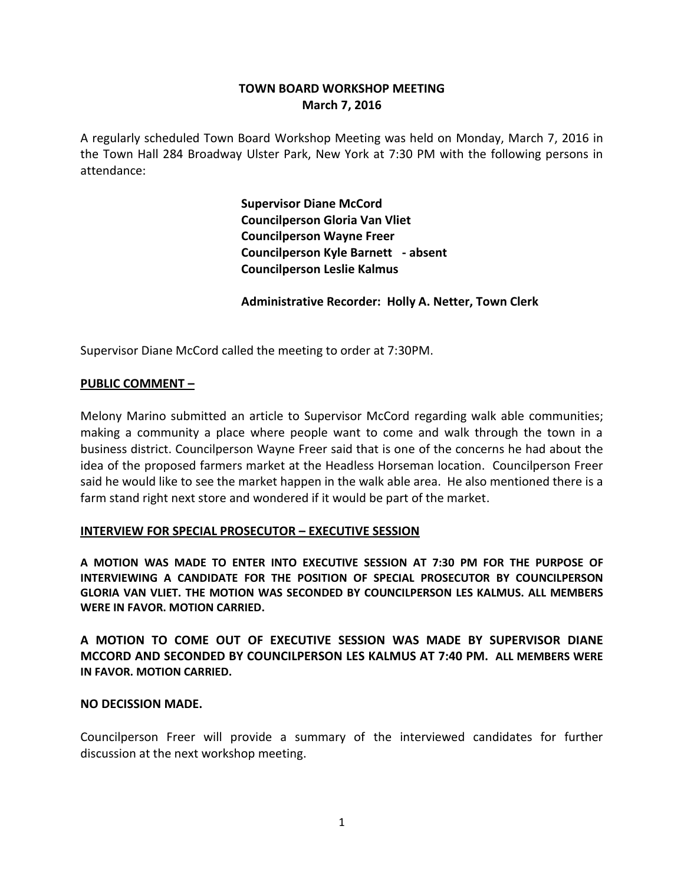# TOWN BOARD WORKSHOP MEETING
## March 7, 2016

A regularly scheduled Town Board Workshop Meeting was held on Monday, March 7, 2016 in the Town Hall 284 Broadway Ulster Park, New York at 7:30 PM with the following persons in attendance:

**Supervisor Diane McCord**
**Councilperson Gloria Van Vliet**
**Councilperson Wayne Freer**
**Councilperson Kyle Barnett - absent**
**Councilperson Leslie Kalmus**

**Administrative Recorder: Holly A. Netter, Town Clerk**

Supervisor Diane McCord called the meeting to order at 7:30PM.

**PUBLIC COMMENT –**

Melony Marino submitted an article to Supervisor McCord regarding walk able communities; making a community a place where people want to come and walk through the town in a business district. Councilperson Wayne Freer said that is one of the concerns he had about the idea of the proposed farmers market at the Headless Horseman location. Councilperson Freer said he would like to see the market happen in the walk able area. He also mentioned there is a farm stand right next store and wondered if it would be part of the market.

**INTERVIEW FOR SPECIAL PROSECUTOR – EXECUTIVE SESSION**

**A MOTION WAS MADE TO ENTER INTO EXECUTIVE SESSION AT 7:30 PM FOR THE PURPOSE OF INTERVIEWING A CANDIDATE FOR THE POSITION OF SPECIAL PROSECUTOR BY COUNCILPERSON GLORIA VAN VLIET. THE MOTION WAS SECONDED BY COUNCILPERSON LES KALMUS. ALL MEMBERS WERE IN FAVOR. MOTION CARRIED.**

**A MOTION TO COME OUT OF EXECUTIVE SESSION WAS MADE BY SUPERVISOR DIANE MCCORD AND SECONDED BY COUNCILPERSON LES KALMUS AT 7:40 PM. ALL MEMBERS WERE IN FAVOR. MOTION CARRIED.**

**NO DECISSION MADE.**

Councilperson Freer will provide a summary of the interviewed candidates for further discussion at the next workshop meeting.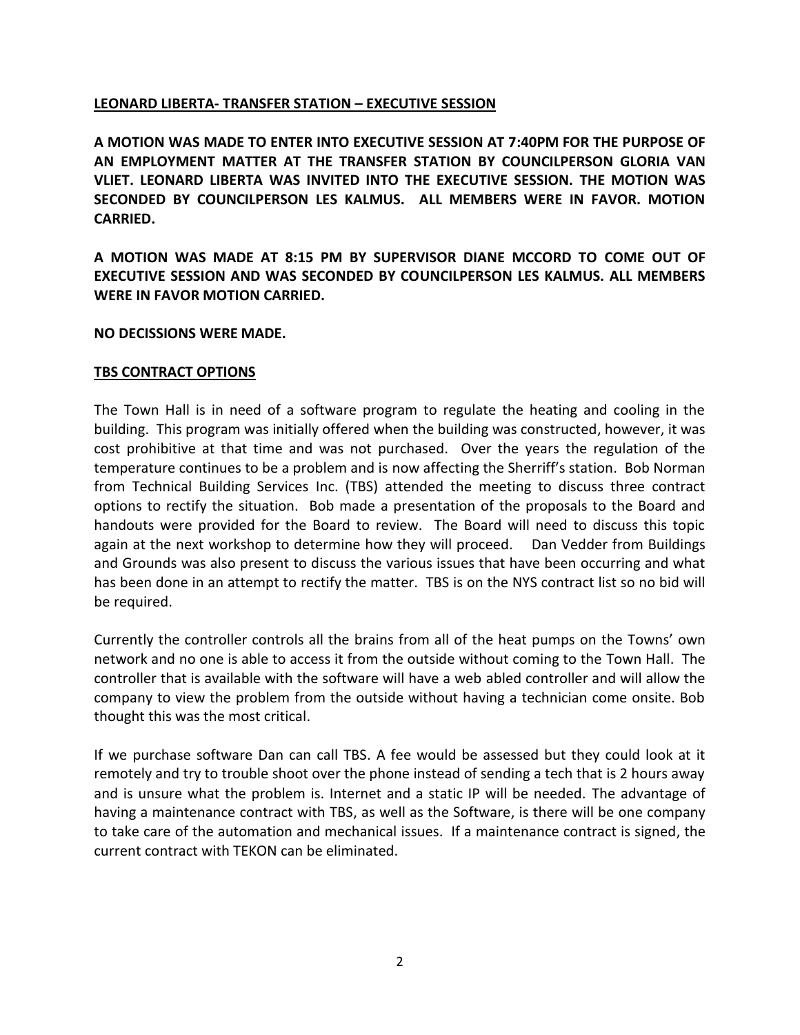**LEONARD LIBERTA- TRANSFER STATION – EXECUTIVE SESSION**

**A MOTION WAS MADE TO ENTER INTO EXECUTIVE SESSION AT 7:40PM FOR THE PURPOSE OF AN EMPLOYMENT MATTER AT THE TRANSFER STATION BY COUNCILPERSON GLORIA VAN VLIET. LEONARD LIBERTA WAS INVITED INTO THE EXECUTIVE SESSION. THE MOTION WAS SECONDED BY COUNCILPERSON LES KALMUS. ALL MEMBERS WERE IN FAVOR. MOTION CARRIED.**

**A MOTION WAS MADE AT 8:15 PM BY SUPERVISOR DIANE MCCORD TO COME OUT OF EXECUTIVE SESSION AND WAS SECONDED BY COUNCILPERSON LES KALMUS. ALL MEMBERS WERE IN FAVOR MOTION CARRIED.**

**NO DECISSIONS WERE MADE.**

**TBS CONTRACT OPTIONS**

The Town Hall is in need of a software program to regulate the heating and cooling in the building. This program was initially offered when the building was constructed, however, it was cost prohibitive at that time and was not purchased. Over the years the regulation of the temperature continues to be a problem and is now affecting the Sherriff's station. Bob Norman from Technical Building Services Inc. (TBS) attended the meeting to discuss three contract options to rectify the situation. Bob made a presentation of the proposals to the Board and handouts were provided for the Board to review. The Board will need to discuss this topic again at the next workshop to determine how they will proceed. Dan Vedder from Buildings and Grounds was also present to discuss the various issues that have been occurring and what has been done in an attempt to rectify the matter. TBS is on the NYS contract list so no bid will be required.

Currently the controller controls all the brains from all of the heat pumps on the Towns' own network and no one is able to access it from the outside without coming to the Town Hall. The controller that is available with the software will have a web abled controller and will allow the company to view the problem from the outside without having a technician come onsite. Bob thought this was the most critical.

If we purchase software Dan can call TBS. A fee would be assessed but they could look at it remotely and try to trouble shoot over the phone instead of sending a tech that is 2 hours away and is unsure what the problem is. Internet and a static IP will be needed. The advantage of having a maintenance contract with TBS, as well as the Software, is there will be one company to take care of the automation and mechanical issues. If a maintenance contract is signed, the current contract with TEKON can be eliminated.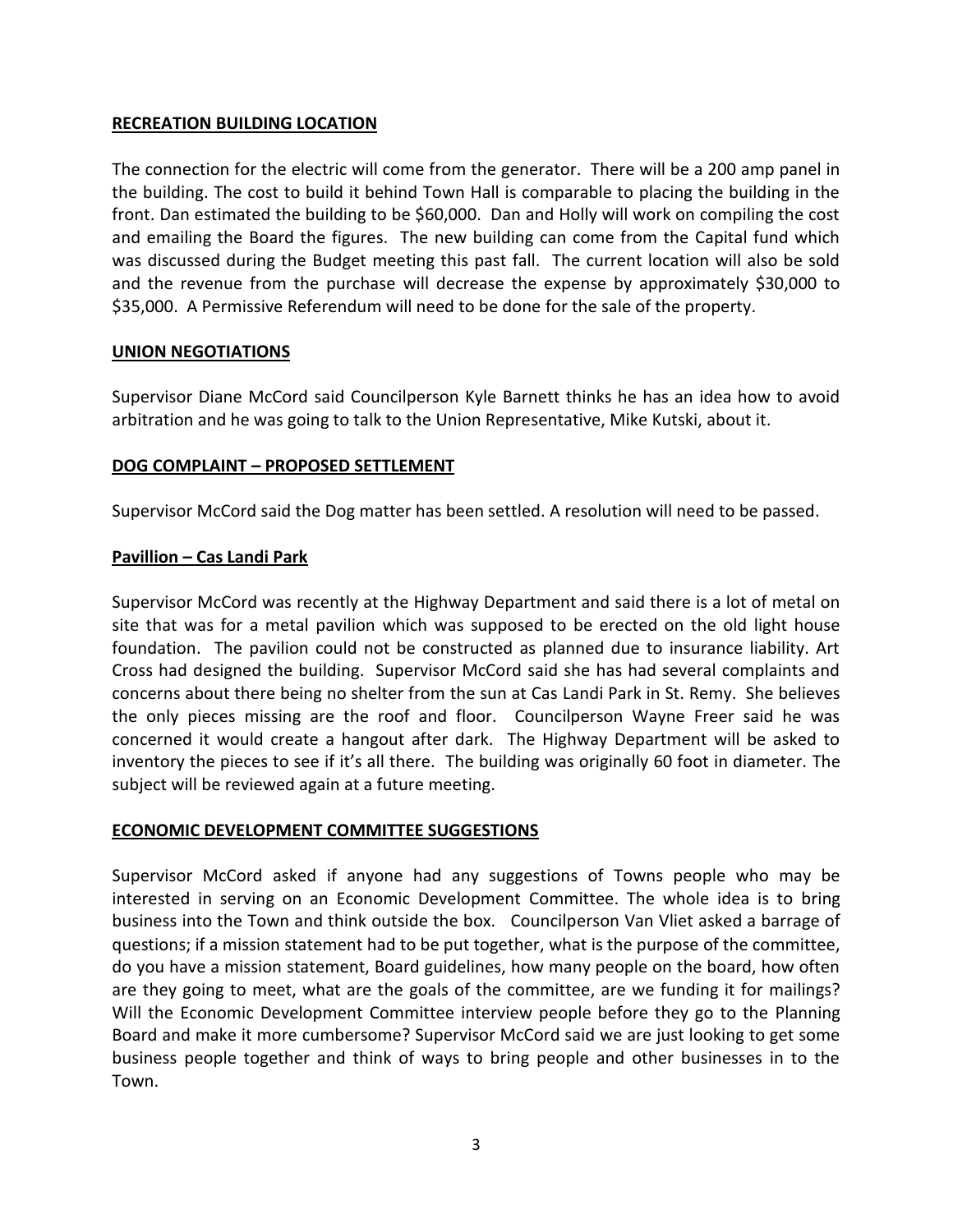**RECREATION BUILDING LOCATION**

The connection for the electric will come from the generator. There will be a 200 amp panel in the building. The cost to build it behind Town Hall is comparable to placing the building in the front. Dan estimated the building to be $60,000. Dan and Holly will work on compiling the cost and emailing the Board the figures. The new building can come from the Capital fund which was discussed during the Budget meeting this past fall. The current location will also be sold and the revenue from the purchase will decrease the expense by approximately $30,000 to $35,000. A Permissive Referendum will need to be done for the sale of the property.

**UNION NEGOTIATIONS**

Supervisor Diane McCord said Councilperson Kyle Barnett thinks he has an idea how to avoid arbitration and he was going to talk to the Union Representative, Mike Kutski, about it.

**DOG COMPLAINT – PROPOSED SETTLEMENT**

Supervisor McCord said the Dog matter has been settled. A resolution will need to be passed.

**Pavillion – Cas Landi Park**

Supervisor McCord was recently at the Highway Department and said there is a lot of metal on site that was for a metal pavilion which was supposed to be erected on the old light house foundation. The pavilion could not be constructed as planned due to insurance liability. Art Cross had designed the building. Supervisor McCord said she has had several complaints and concerns about there being no shelter from the sun at Cas Landi Park in St. Remy. She believes the only pieces missing are the roof and floor. Councilperson Wayne Freer said he was concerned it would create a hangout after dark. The Highway Department will be asked to inventory the pieces to see if it's all there. The building was originally 60 foot in diameter. The subject will be reviewed again at a future meeting.

**ECONOMIC DEVELOPMENT COMMITTEE SUGGESTIONS**

Supervisor McCord asked if anyone had any suggestions of Towns people who may be interested in serving on an Economic Development Committee. The whole idea is to bring business into the Town and think outside the box. Councilperson Van Vliet asked a barrage of questions; if a mission statement had to be put together, what is the purpose of the committee, do you have a mission statement, Board guidelines, how many people on the board, how often are they going to meet, what are the goals of the committee, are we funding it for mailings? Will the Economic Development Committee interview people before they go to the Planning Board and make it more cumbersome? Supervisor McCord said we are just looking to get some business people together and think of ways to bring people and other businesses in to the Town.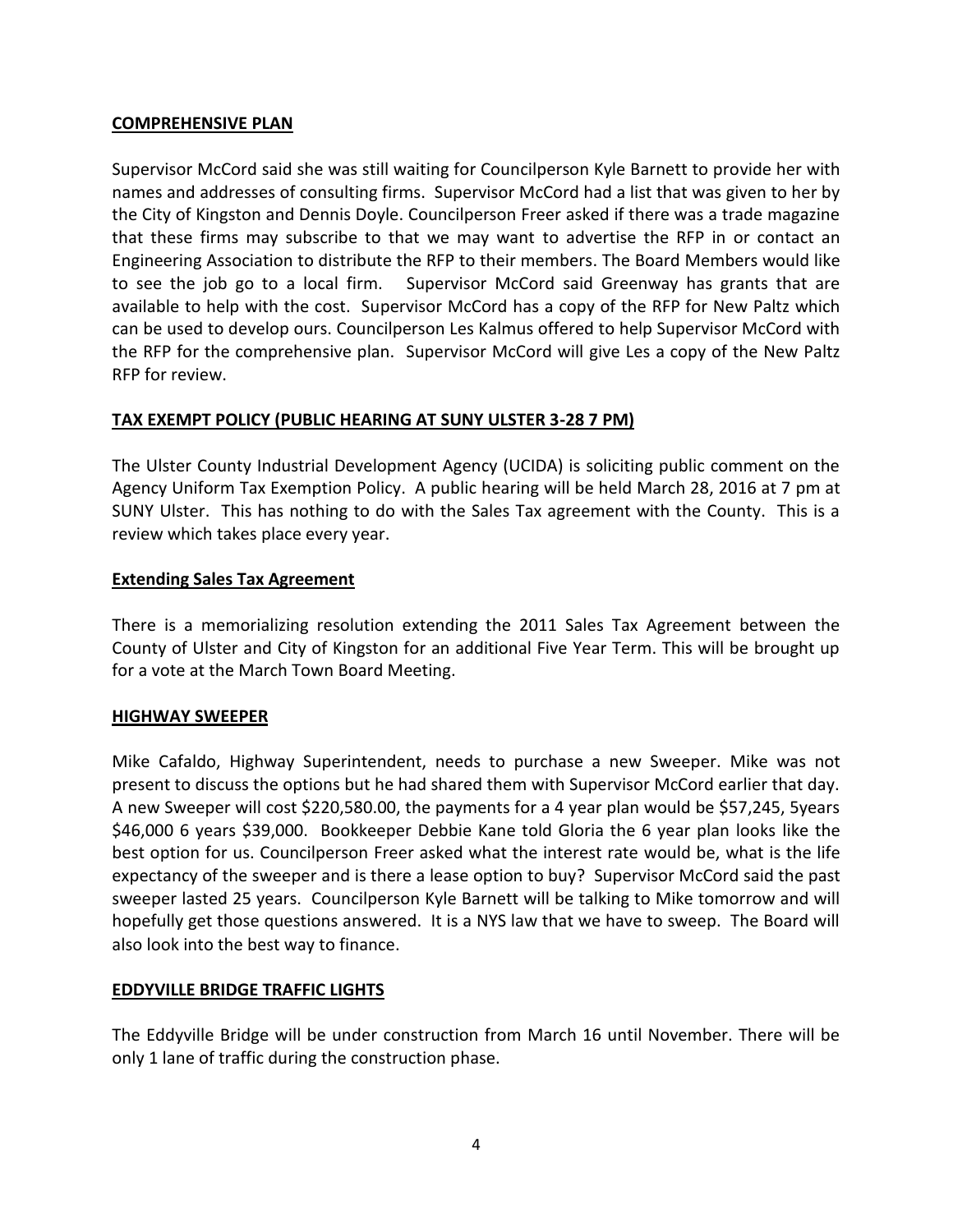**COMPREHENSIVE PLAN**

Supervisor McCord said she was still waiting for Councilperson Kyle Barnett to provide her with names and addresses of consulting firms. Supervisor McCord had a list that was given to her by the City of Kingston and Dennis Doyle. Councilperson Freer asked if there was a trade magazine that these firms may subscribe to that we may want to advertise the RFP in or contact an Engineering Association to distribute the RFP to their members. The Board Members would like to see the job go to a local firm. Supervisor McCord said Greenway has grants that are available to help with the cost. Supervisor McCord has a copy of the RFP for New Paltz which can be used to develop ours. Councilperson Les Kalmus offered to help Supervisor McCord with the RFP for the comprehensive plan. Supervisor McCord will give Les a copy of the New Paltz RFP for review.

**TAX EXEMPT POLICY (PUBLIC HEARING AT SUNY ULSTER 3-28 7 PM)**

The Ulster County Industrial Development Agency (UCIDA) is soliciting public comment on the Agency Uniform Tax Exemption Policy. A public hearing will be held March 28, 2016 at 7 pm at SUNY Ulster. This has nothing to do with the Sales Tax agreement with the County. This is a review which takes place every year.

**Extending Sales Tax Agreement**

There is a memorializing resolution extending the 2011 Sales Tax Agreement between the County of Ulster and City of Kingston for an additional Five Year Term. This will be brought up for a vote at the March Town Board Meeting.

**HIGHWAY SWEEPER**

Mike Cafaldo, Highway Superintendent, needs to purchase a new Sweeper. Mike was not present to discuss the options but he had shared them with Supervisor McCord earlier that day. A new Sweeper will cost $220,580.00, the payments for a 4 year plan would be $57,245, 5years $46,000 6 years $39,000. Bookkeeper Debbie Kane told Gloria the 6 year plan looks like the best option for us. Councilperson Freer asked what the interest rate would be, what is the life expectancy of the sweeper and is there a lease option to buy? Supervisor McCord said the past sweeper lasted 25 years. Councilperson Kyle Barnett will be talking to Mike tomorrow and will hopefully get those questions answered. It is a NYS law that we have to sweep. The Board will also look into the best way to finance.

**EDDYVILLE BRIDGE TRAFFIC LIGHTS**

The Eddyville Bridge will be under construction from March 16 until November. There will be only 1 lane of traffic during the construction phase.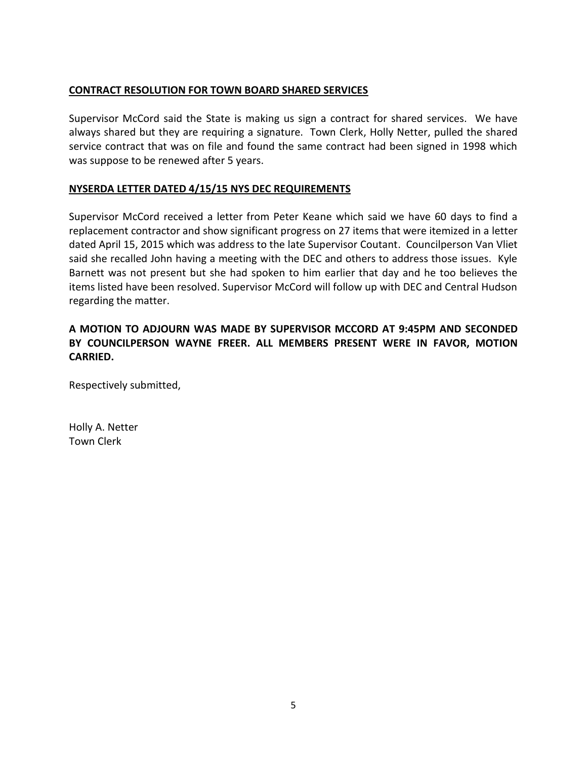**<u>CONTRACT RESOLUTION FOR TOWN BOARD SHARED SERVICES</u>**

Supervisor McCord said the State is making us sign a contract for shared services. We have always shared but they are requiring a signature. Town Clerk, Holly Netter, pulled the shared service contract that was on file and found the same contract had been signed in 1998 which was suppose to be renewed after 5 years.

**<u>NYSERDA LETTER DATED 4/15/15 NYS DEC REQUIREMENTS</u>**

Supervisor McCord received a letter from Peter Keane which said we have 60 days to find a replacement contractor and show significant progress on 27 items that were itemized in a letter dated April 15, 2015 which was address to the late Supervisor Coutant. Councilperson Van Vliet said she recalled John having a meeting with the DEC and others to address those issues. Kyle Barnett was not present but she had spoken to him earlier that day and he too believes the items listed have been resolved. Supervisor McCord will follow up with DEC and Central Hudson regarding the matter.

**A MOTION TO ADJOURN WAS MADE BY SUPERVISOR MCCORD AT 9:45PM AND SECONDED BY COUNCILPERSON WAYNE FREER. ALL MEMBERS PRESENT WERE IN FAVOR, MOTION CARRIED.**

Respectively submitted,

Holly A. Netter
Town Clerk